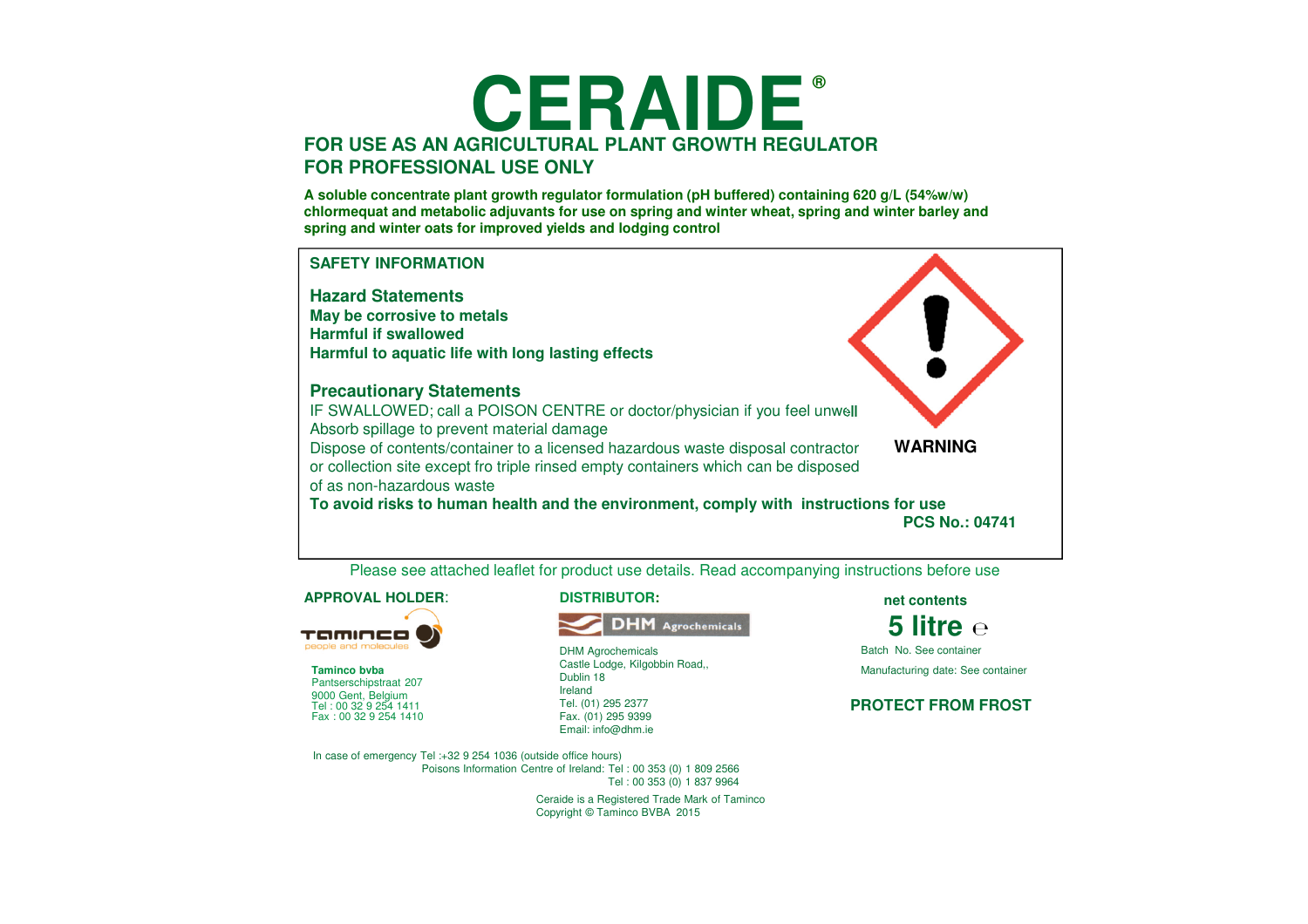# CERAIDE®

**FOR USE AS AN AGRICULTURAL PLANT GROWTH REGULATOR**
**FOR PROFESSIONAL USE ONLY**

**A soluble concentrate plant growth regulator formulation (pH buffered) containing 620 g/L (54%w/w) chlormequat and metabolic adjuvants for use on spring and winter wheat, spring and winter barley and spring and winter oats for improved yields and lodging control**

## SAFETY INFORMATION

### Hazard Statements

**May be corrosive to metals**
**Harmful if swallowed**
**Harmful to aquatic life with long lasting effects**

### Precautionary Statements

IF SWALLOWED; call a POISON CENTRE or doctor/physician if you feel unwell
Absorb spillage to prevent material damage
Dispose of contents/container to a licensed hazardous waste disposal contractor or collection site except fro triple rinsed empty containers which can be disposed of as non-hazardous waste

**WARNING**

**To avoid risks to human health and the environment, comply with instructions for use**

**PCS No.: 04741**

Please see attached leaflet for product use details. Read accompanying instructions before use

**APPROVAL HOLDER**:

Taminco people and molecules

**Taminco bvba**
Pantserschipstraat 207
9000 Gent, Belgium
Tel : 00 32 9 254 1411
Fax : 00 32 9 254 1410

**DISTRIBUTOR:**

DHM Agrochemicals

DHM Agrochemicals
Castle Lodge, Kilgobbin Road,,
Dublin 18
Ireland
Tel. (01) 295 2377
Fax. (01) 295 9399
Email: info@dhm.ie

**net contents**

**5 litre ℮**

Batch No. See container

Manufacturing date: See container

**PROTECT FROM FROST**

In case of emergency Tel :+32 9 254 1036 (outside office hours)
Poisons Information Centre of Ireland: Tel : 00 353 (0) 1 809 2566
Tel : 00 353 (0) 1 837 9964

Ceraide is a Registered Trade Mark of Taminco
Copyright © Taminco BVBA 2015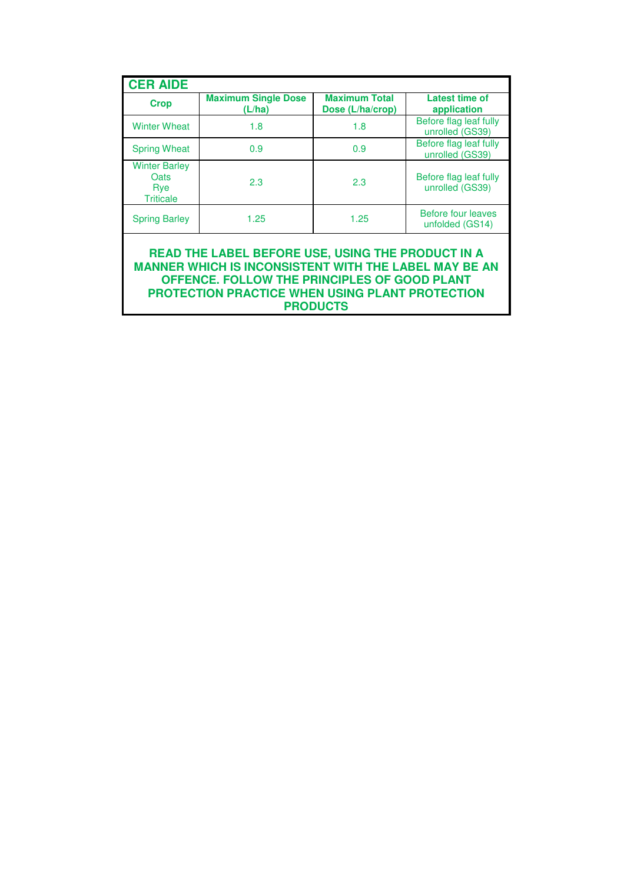## CER AIDE

| Crop | Maximum Single Dose (L/ha) | Maximum Total Dose (L/ha/crop) | Latest time of application |
|---|---|---|---|
| Winter Wheat | 1.8 | 1.8 | Before flag leaf fully unrolled (GS39) |
| Spring Wheat | 0.9 | 0.9 | Before flag leaf fully unrolled (GS39) |
| Winter Barley<br>Oats<br>Rye<br>Triticale | 2.3 | 2.3 | Before flag leaf fully unrolled (GS39) |
| Spring Barley | 1.25 | 1.25 | Before four leaves unfolded (GS14) |

**READ THE LABEL BEFORE USE, USING THE PRODUCT IN A MANNER WHICH IS INCONSISTENT WITH THE LABEL MAY BE AN OFFENCE. FOLLOW THE PRINCIPLES OF GOOD PLANT PROTECTION PRACTICE WHEN USING PLANT PROTECTION PRODUCTS**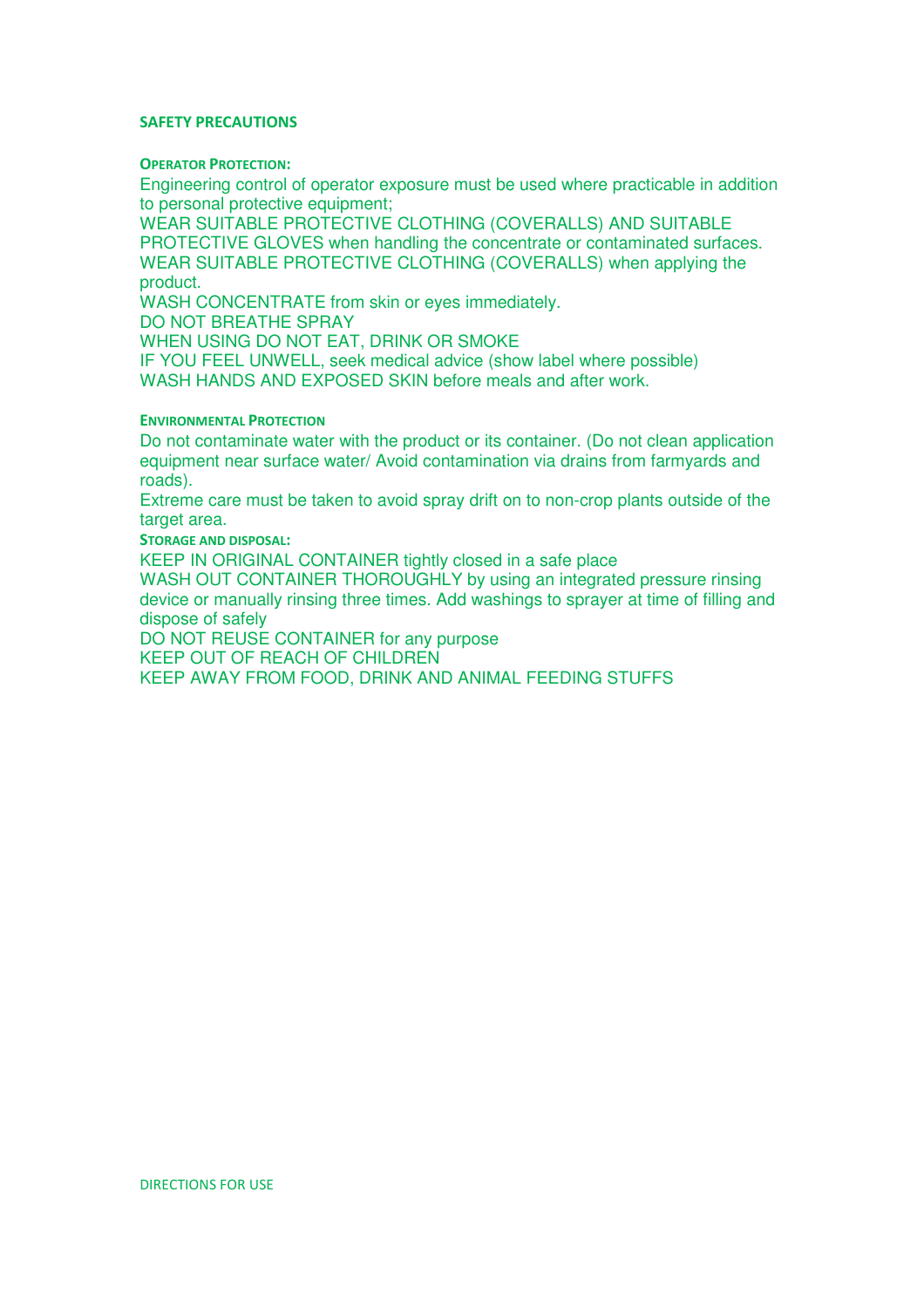## SAFETY PRECAUTIONS

### OPERATOR PROTECTION:

Engineering control of operator exposure must be used where practicable in addition to personal protective equipment;
WEAR SUITABLE PROTECTIVE CLOTHING (COVERALLS) AND SUITABLE PROTECTIVE GLOVES when handling the concentrate or contaminated surfaces.
WEAR SUITABLE PROTECTIVE CLOTHING (COVERALLS) when applying the product.
WASH CONCENTRATE from skin or eyes immediately.
DO NOT BREATHE SPRAY
WHEN USING DO NOT EAT, DRINK OR SMOKE
IF YOU FEEL UNWELL, seek medical advice (show label where possible)
WASH HANDS AND EXPOSED SKIN before meals and after work.

### ENVIRONMENTAL PROTECTION

Do not contaminate water with the product or its container. (Do not clean application equipment near surface water/ Avoid contamination via drains from farmyards and roads).
Extreme care must be taken to avoid spray drift on to non-crop plants outside of the target area.

### STORAGE AND DISPOSAL:

KEEP IN ORIGINAL CONTAINER tightly closed in a safe place
WASH OUT CONTAINER THOROUGHLY by using an integrated pressure rinsing device or manually rinsing three times. Add washings to sprayer at time of filling and dispose of safely
DO NOT REUSE CONTAINER for any purpose
KEEP OUT OF REACH OF CHILDREN
KEEP AWAY FROM FOOD, DRINK AND ANIMAL FEEDING STUFFS

## DIRECTIONS FOR USE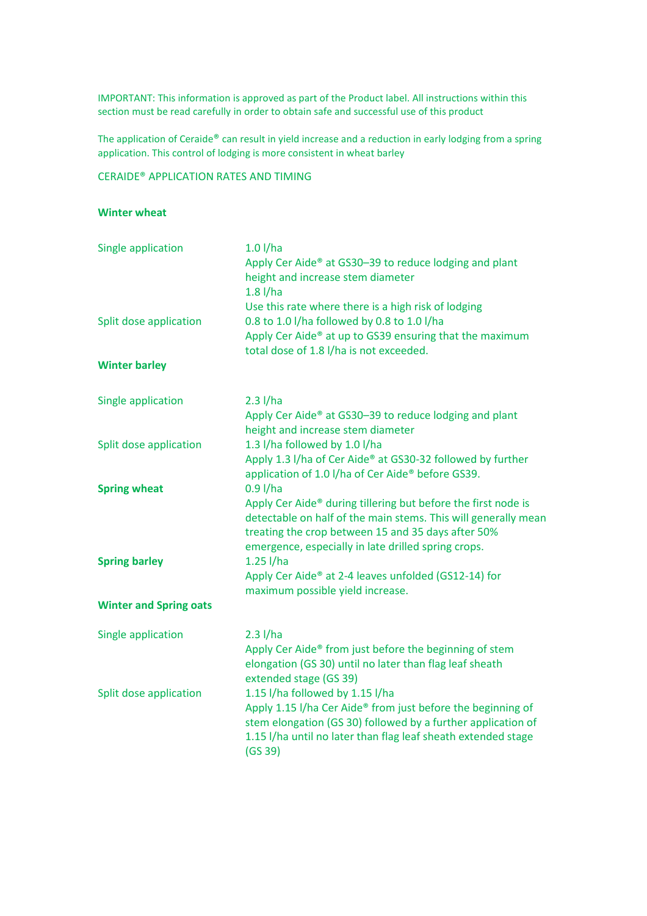IMPORTANT: This information is approved as part of the Product label. All instructions within this section must be read carefully in order to obtain safe and successful use of this product

The application of Ceraide® can result in yield increase and a reduction in early lodging from a spring application. This control of lodging is more consistent in wheat barley

## CERAIDE® APPLICATION RATES AND TIMING

### Winter wheat

| | |
|---|---|
| Single application | 1.0 l/ha<br>Apply Cer Aide® at GS30–39 to reduce lodging and plant height and increase stem diameter<br>1.8 l/ha<br>Use this rate where there is a high risk of lodging |
| Split dose application | 0.8 to 1.0 l/ha followed by 0.8 to 1.0 l/ha<br>Apply Cer Aide® at up to GS39 ensuring that the maximum total dose of 1.8 l/ha is not exceeded. |

### Winter barley

| | |
|---|---|
| Single application | 2.3 l/ha<br>Apply Cer Aide® at GS30–39 to reduce lodging and plant height and increase stem diameter |
| Split dose application | 1.3 l/ha followed by 1.0 l/ha<br>Apply 1.3 l/ha of Cer Aide® at GS30-32 followed by further application of 1.0 l/ha of Cer Aide® before GS39. |
| **Spring wheat** | 0.9 l/ha<br>Apply Cer Aide® during tillering but before the first node is detectable on half of the main stems. This will generally mean treating the crop between 15 and 35 days after 50% emergence, especially in late drilled spring crops. |
| **Spring barley** | 1.25 l/ha<br>Apply Cer Aide® at 2-4 leaves unfolded (GS12-14) for maximum possible yield increase. |

### Winter and Spring oats

| | |
|---|---|
| Single application | 2.3 l/ha<br>Apply Cer Aide® from just before the beginning of stem elongation (GS 30) until no later than flag leaf sheath extended stage (GS 39) |
| Split dose application | 1.15 l/ha followed by 1.15 l/ha<br>Apply 1.15 l/ha Cer Aide® from just before the beginning of stem elongation (GS 30) followed by a further application of 1.15 l/ha until no later than flag leaf sheath extended stage (GS 39) |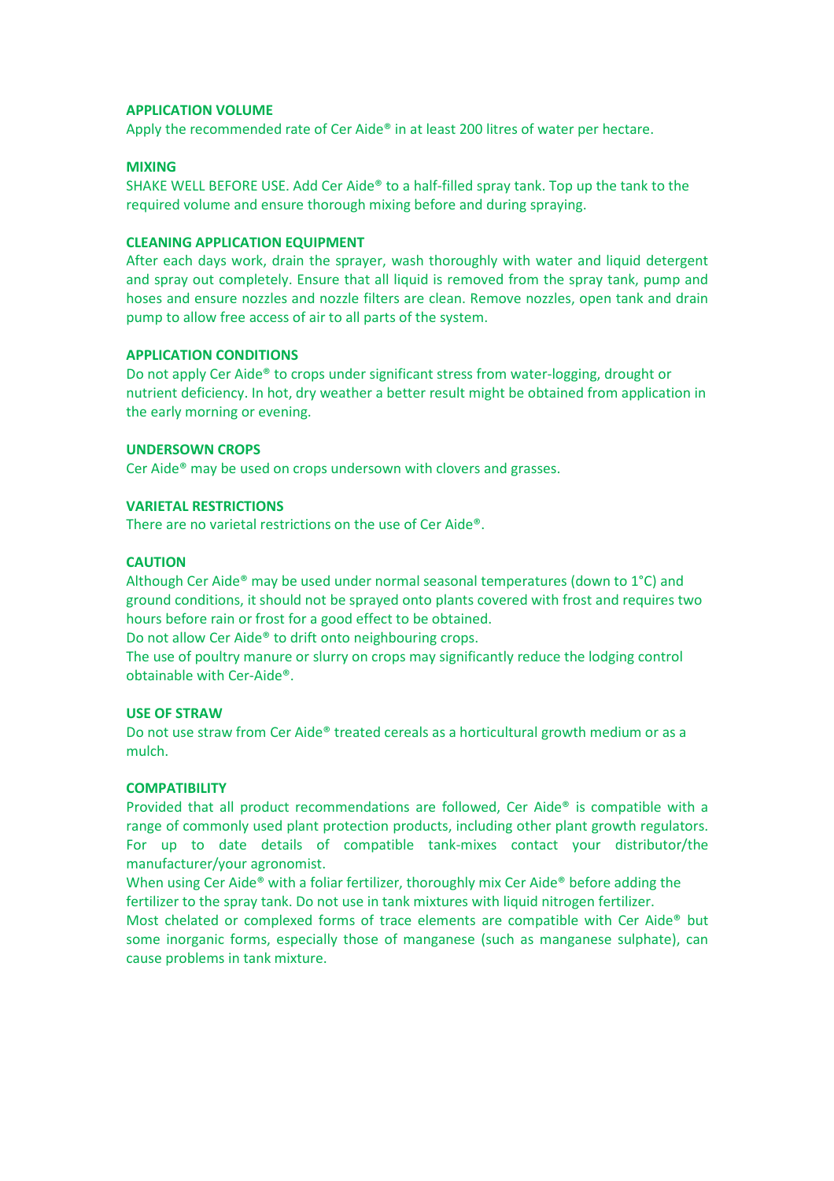### APPLICATION VOLUME

Apply the recommended rate of Cer Aide® in at least 200 litres of water per hectare.

### MIXING

SHAKE WELL BEFORE USE. Add Cer Aide® to a half-filled spray tank. Top up the tank to the required volume and ensure thorough mixing before and during spraying.

### CLEANING APPLICATION EQUIPMENT

After each days work, drain the sprayer, wash thoroughly with water and liquid detergent and spray out completely. Ensure that all liquid is removed from the spray tank, pump and hoses and ensure nozzles and nozzle filters are clean. Remove nozzles, open tank and drain pump to allow free access of air to all parts of the system.

### APPLICATION CONDITIONS

Do not apply Cer Aide® to crops under significant stress from water-logging, drought or nutrient deficiency. In hot, dry weather a better result might be obtained from application in the early morning or evening.

### UNDERSOWN CROPS

Cer Aide® may be used on crops undersown with clovers and grasses.

### VARIETAL RESTRICTIONS

There are no varietal restrictions on the use of Cer Aide®.

### CAUTION

Although Cer Aide® may be used under normal seasonal temperatures (down to 1°C) and ground conditions, it should not be sprayed onto plants covered with frost and requires two hours before rain or frost for a good effect to be obtained.

Do not allow Cer Aide® to drift onto neighbouring crops.

The use of poultry manure or slurry on crops may significantly reduce the lodging control obtainable with Cer-Aide®.

### USE OF STRAW

Do not use straw from Cer Aide® treated cereals as a horticultural growth medium or as a mulch.

### COMPATIBILITY

Provided that all product recommendations are followed, Cer Aide® is compatible with a range of commonly used plant protection products, including other plant growth regulators. For up to date details of compatible tank-mixes contact your distributor/the manufacturer/your agronomist.

When using Cer Aide® with a foliar fertilizer, thoroughly mix Cer Aide® before adding the fertilizer to the spray tank. Do not use in tank mixtures with liquid nitrogen fertilizer.

Most chelated or complexed forms of trace elements are compatible with Cer Aide® but some inorganic forms, especially those of manganese (such as manganese sulphate), can cause problems in tank mixture.